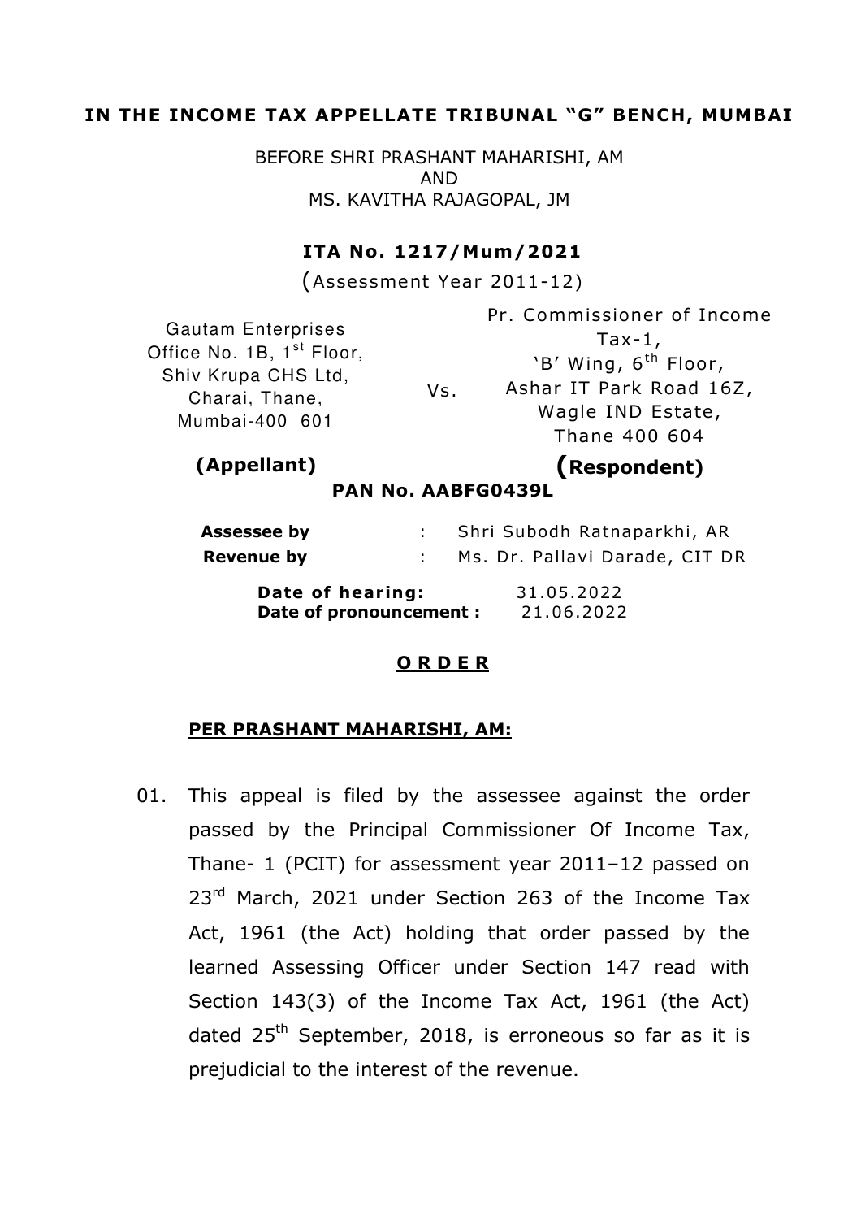# IN THE INCOME TAX APPELLATE TRIBUNAL "G" BENCH, MUMBAI

BEFORE SHRI PRASHANT MAHARISHI, AM
AND
MS. KAVITHA RAJAGOPAL, JM

**ITA No. 1217/Mum/2021**

(Assessment Year 2011-12)

| | | |
|---|---|---|
| Gautam Enterprises<br>Office No. 1B, 1st Floor,<br>Shiv Krupa CHS Ltd,<br>Charai, Thane,<br>Mumbai-400 601 | Vs. | Pr. Commissioner of Income Tax-1,<br>'B' Wing, 6th Floor,<br>Ashar IT Park Road 16Z,<br>Wagle IND Estate,<br>Thane 400 604 |
| **(Appellant)** | | **(Respondent)** |

**PAN No. AABFG0439L**

| | | |
|---|---|---|
| **Assessee by** | : | Shri Subodh Ratnaparkhi, AR |
| **Revenue by** | : | Ms. Dr. Pallavi Darade, CIT DR |

**Date of hearing:** 31.05.2022
**Date of pronouncement :** 21.06.2022

**O R D E R**

**PER PRASHANT MAHARISHI, AM:**

01. This appeal is filed by the assessee against the order passed by the Principal Commissioner Of Income Tax, Thane- 1 (PCIT) for assessment year 2011–12 passed on 23rd March, 2021 under Section 263 of the Income Tax Act, 1961 (the Act) holding that order passed by the learned Assessing Officer under Section 147 read with Section 143(3) of the Income Tax Act, 1961 (the Act) dated 25th September, 2018, is erroneous so far as it is prejudicial to the interest of the revenue.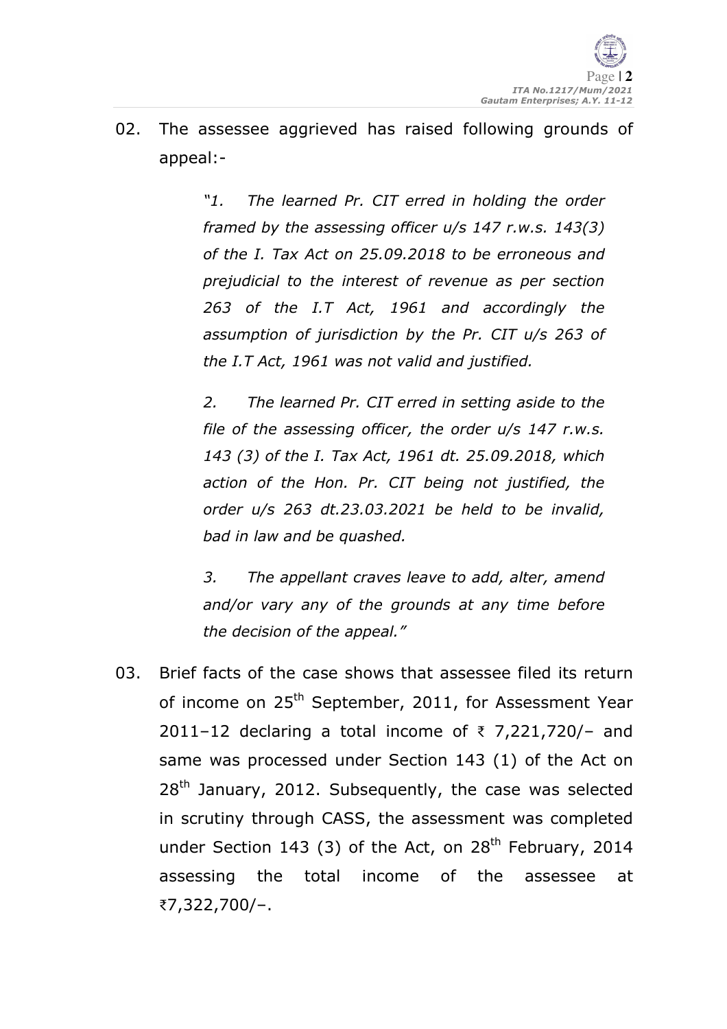02. The assessee aggrieved has raised following grounds of appeal:-

> *"1. The learned Pr. CIT erred in holding the order framed by the assessing officer u/s 147 r.w.s. 143(3) of the I. Tax Act on 25.09.2018 to be erroneous and prejudicial to the interest of revenue as per section 263 of the I.T Act, 1961 and accordingly the assumption of jurisdiction by the Pr. CIT u/s 263 of the I.T Act, 1961 was not valid and justified.*
>
> *2. The learned Pr. CIT erred in setting aside to the file of the assessing officer, the order u/s 147 r.w.s. 143 (3) of the I. Tax Act, 1961 dt. 25.09.2018, which action of the Hon. Pr. CIT being not justified, the order u/s 263 dt.23.03.2021 be held to be invalid, bad in law and be quashed.*
>
> *3. The appellant craves leave to add, alter, amend and/or vary any of the grounds at any time before the decision of the appeal."*

03. Brief facts of the case shows that assessee filed its return of income on 25th September, 2011, for Assessment Year 2011–12 declaring a total income of ₹ 7,221,720/– and same was processed under Section 143 (1) of the Act on 28th January, 2012. Subsequently, the case was selected in scrutiny through CASS, the assessment was completed under Section 143 (3) of the Act, on 28th February, 2014 assessing the total income of the assessee at ₹7,322,700/–.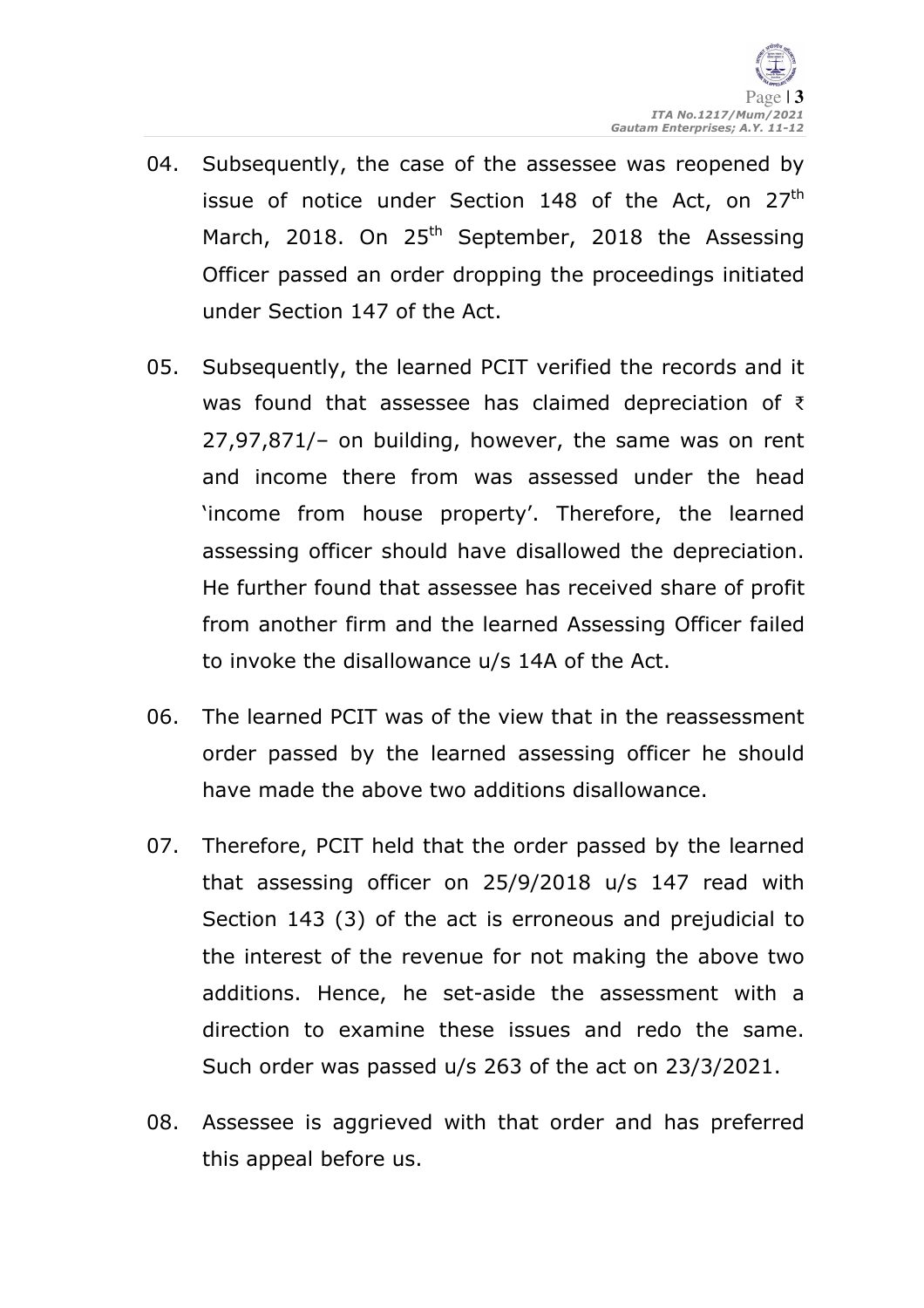04. Subsequently, the case of the assessee was reopened by issue of notice under Section 148 of the Act, on 27th March, 2018. On 25th September, 2018 the Assessing Officer passed an order dropping the proceedings initiated under Section 147 of the Act.

05. Subsequently, the learned PCIT verified the records and it was found that assessee has claimed depreciation of ₹ 27,97,871/– on building, however, the same was on rent and income there from was assessed under the head 'income from house property'. Therefore, the learned assessing officer should have disallowed the depreciation. He further found that assessee has received share of profit from another firm and the learned Assessing Officer failed to invoke the disallowance u/s 14A of the Act.

06. The learned PCIT was of the view that in the reassessment order passed by the learned assessing officer he should have made the above two additions disallowance.

07. Therefore, PCIT held that the order passed by the learned that assessing officer on 25/9/2018 u/s 147 read with Section 143 (3) of the act is erroneous and prejudicial to the interest of the revenue for not making the above two additions. Hence, he set-aside the assessment with a direction to examine these issues and redo the same. Such order was passed u/s 263 of the act on 23/3/2021.

08. Assessee is aggrieved with that order and has preferred this appeal before us.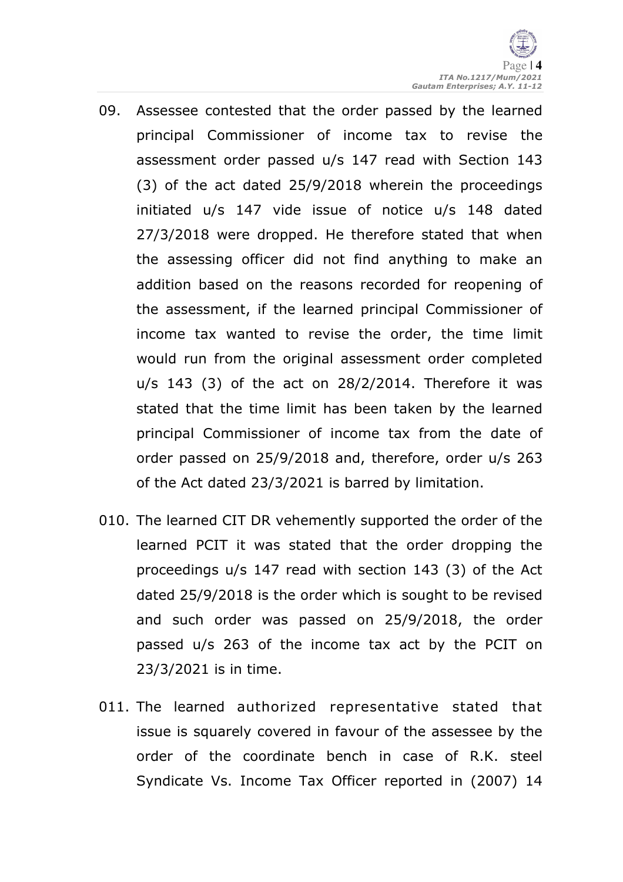09. Assessee contested that the order passed by the learned principal Commissioner of income tax to revise the assessment order passed u/s 147 read with Section 143 (3) of the act dated 25/9/2018 wherein the proceedings initiated u/s 147 vide issue of notice u/s 148 dated 27/3/2018 were dropped. He therefore stated that when the assessing officer did not find anything to make an addition based on the reasons recorded for reopening of the assessment, if the learned principal Commissioner of income tax wanted to revise the order, the time limit would run from the original assessment order completed u/s 143 (3) of the act on 28/2/2014. Therefore it was stated that the time limit has been taken by the learned principal Commissioner of income tax from the date of order passed on 25/9/2018 and, therefore, order u/s 263 of the Act dated 23/3/2021 is barred by limitation.

010. The learned CIT DR vehemently supported the order of the learned PCIT it was stated that the order dropping the proceedings u/s 147 read with section 143 (3) of the Act dated 25/9/2018 is the order which is sought to be revised and such order was passed on 25/9/2018, the order passed u/s 263 of the income tax act by the PCIT on 23/3/2021 is in time.

011. The learned authorized representative stated that issue is squarely covered in favour of the assessee by the order of the coordinate bench in case of R.K. steel Syndicate Vs. Income Tax Officer reported in (2007) 14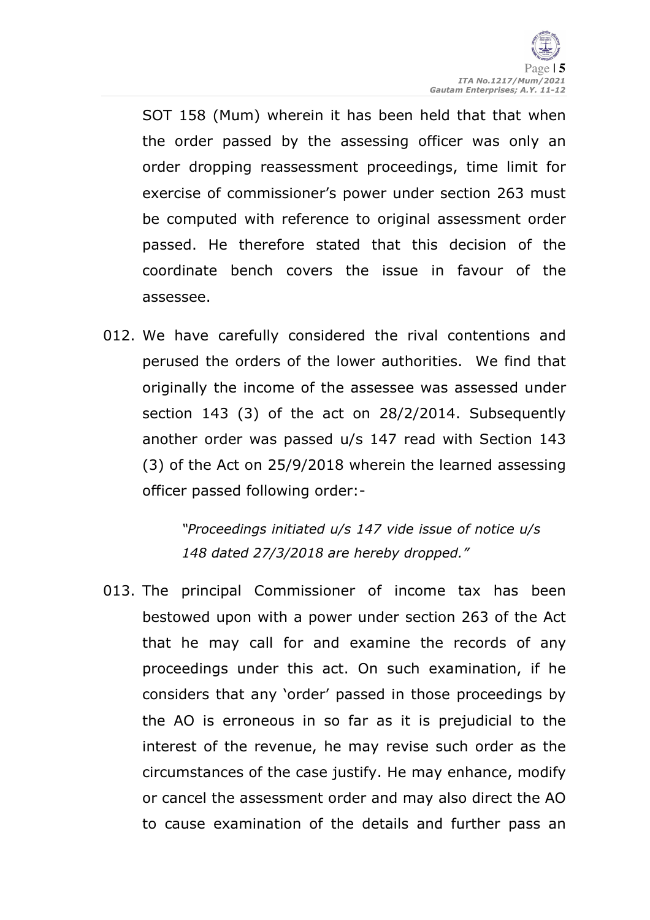SOT 158 (Mum) wherein it has been held that that when the order passed by the assessing officer was only an order dropping reassessment proceedings, time limit for exercise of commissioner's power under section 263 must be computed with reference to original assessment order passed. He therefore stated that this decision of the coordinate bench covers the issue in favour of the assessee.

012. We have carefully considered the rival contentions and perused the orders of the lower authorities. We find that originally the income of the assessee was assessed under section 143 (3) of the act on 28/2/2014. Subsequently another order was passed u/s 147 read with Section 143 (3) of the Act on 25/9/2018 wherein the learned assessing officer passed following order:-

> *"Proceedings initiated u/s 147 vide issue of notice u/s 148 dated 27/3/2018 are hereby dropped."*

013. The principal Commissioner of income tax has been bestowed upon with a power under section 263 of the Act that he may call for and examine the records of any proceedings under this act. On such examination, if he considers that any 'order' passed in those proceedings by the AO is erroneous in so far as it is prejudicial to the interest of the revenue, he may revise such order as the circumstances of the case justify. He may enhance, modify or cancel the assessment order and may also direct the AO to cause examination of the details and further pass an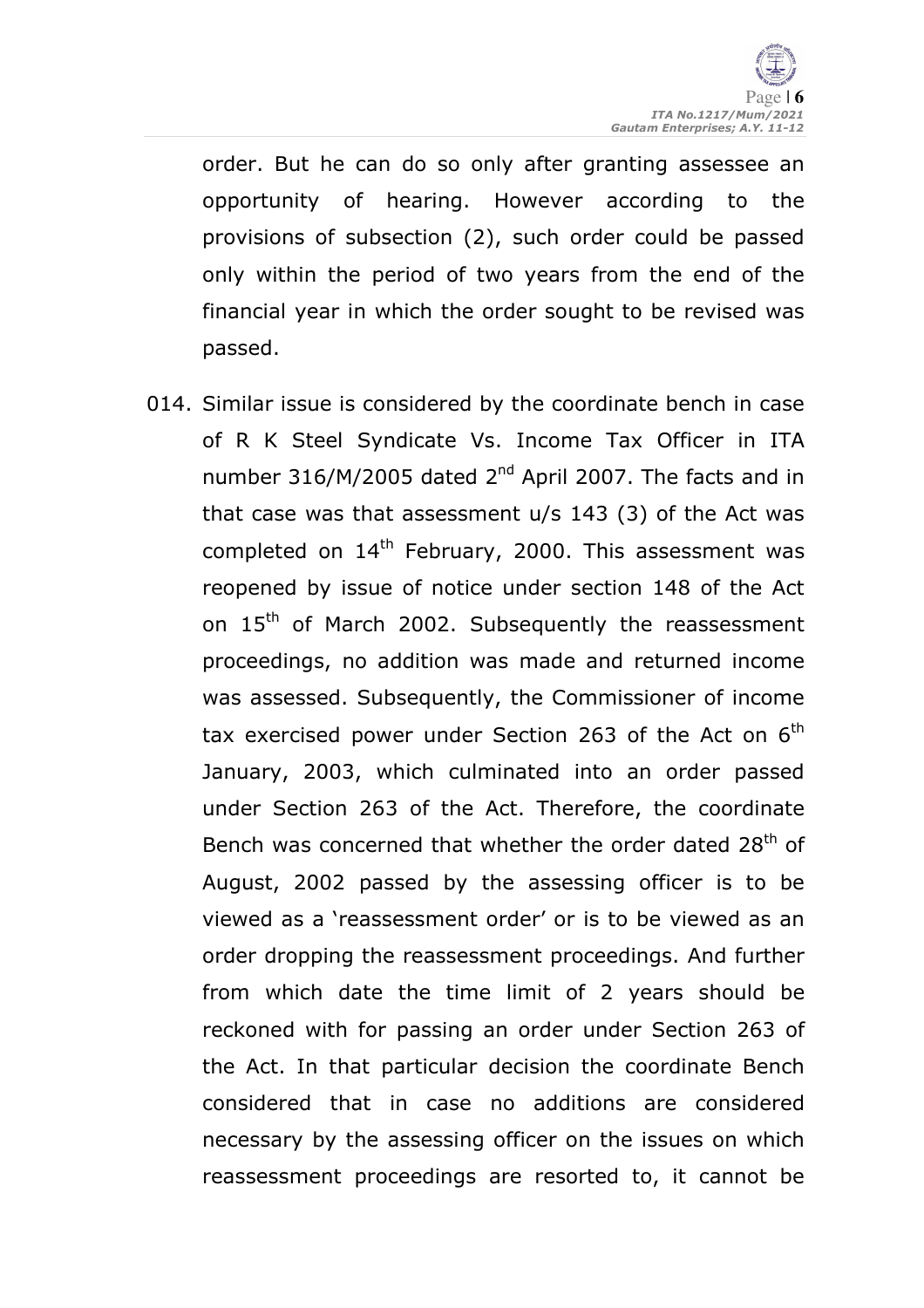order. But he can do so only after granting assessee an opportunity of hearing. However according to the provisions of subsection (2), such order could be passed only within the period of two years from the end of the financial year in which the order sought to be revised was passed.

014. Similar issue is considered by the coordinate bench in case of R K Steel Syndicate Vs. Income Tax Officer in ITA number 316/M/2005 dated 2nd April 2007. The facts and in that case was that assessment u/s 143 (3) of the Act was completed on 14th February, 2000. This assessment was reopened by issue of notice under section 148 of the Act on 15th of March 2002. Subsequently the reassessment proceedings, no addition was made and returned income was assessed. Subsequently, the Commissioner of income tax exercised power under Section 263 of the Act on 6th January, 2003, which culminated into an order passed under Section 263 of the Act. Therefore, the coordinate Bench was concerned that whether the order dated 28th of August, 2002 passed by the assessing officer is to be viewed as a 'reassessment order' or is to be viewed as an order dropping the reassessment proceedings. And further from which date the time limit of 2 years should be reckoned with for passing an order under Section 263 of the Act. In that particular decision the coordinate Bench considered that in case no additions are considered necessary by the assessing officer on the issues on which reassessment proceedings are resorted to, it cannot be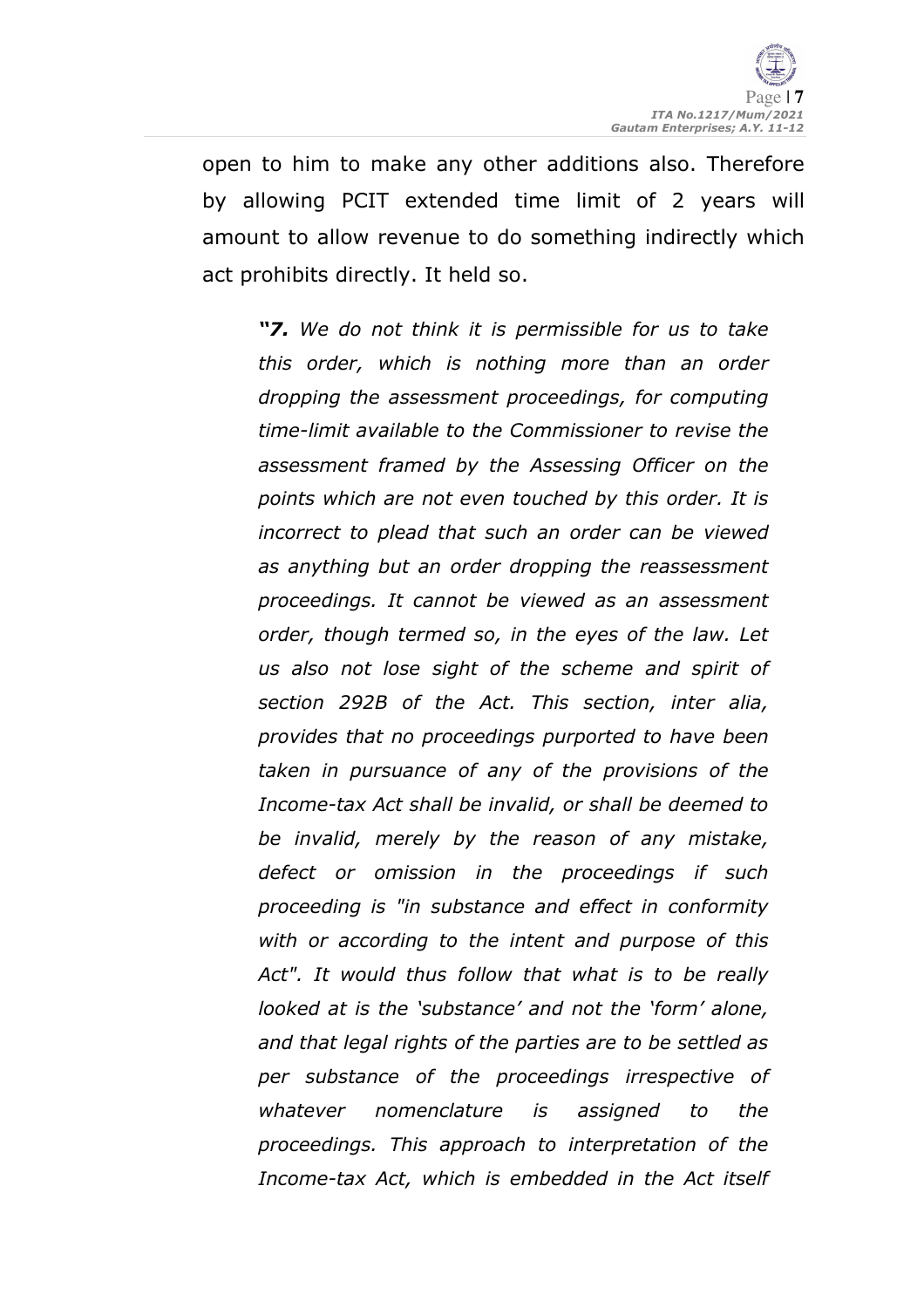open to him to make any other additions also. Therefore by allowing PCIT extended time limit of 2 years will amount to allow revenue to do something indirectly which act prohibits directly. It held so.

> ***"7.** We do not think it is permissible for us to take this order, which is nothing more than an order dropping the assessment proceedings, for computing time-limit available to the Commissioner to revise the assessment framed by the Assessing Officer on the points which are not even touched by this order. It is incorrect to plead that such an order can be viewed as anything but an order dropping the reassessment proceedings. It cannot be viewed as an assessment order, though termed so, in the eyes of the law. Let us also not lose sight of the scheme and spirit of section 292B of the Act. This section, inter alia, provides that no proceedings purported to have been taken in pursuance of any of the provisions of the Income-tax Act shall be invalid, or shall be deemed to be invalid, merely by the reason of any mistake, defect or omission in the proceedings if such proceeding is "in substance and effect in conformity with or according to the intent and purpose of this Act". It would thus follow that what is to be really looked at is the 'substance' and not the 'form' alone, and that legal rights of the parties are to be settled as per substance of the proceedings irrespective of whatever nomenclature is assigned to the proceedings. This approach to interpretation of the Income-tax Act, which is embedded in the Act itself*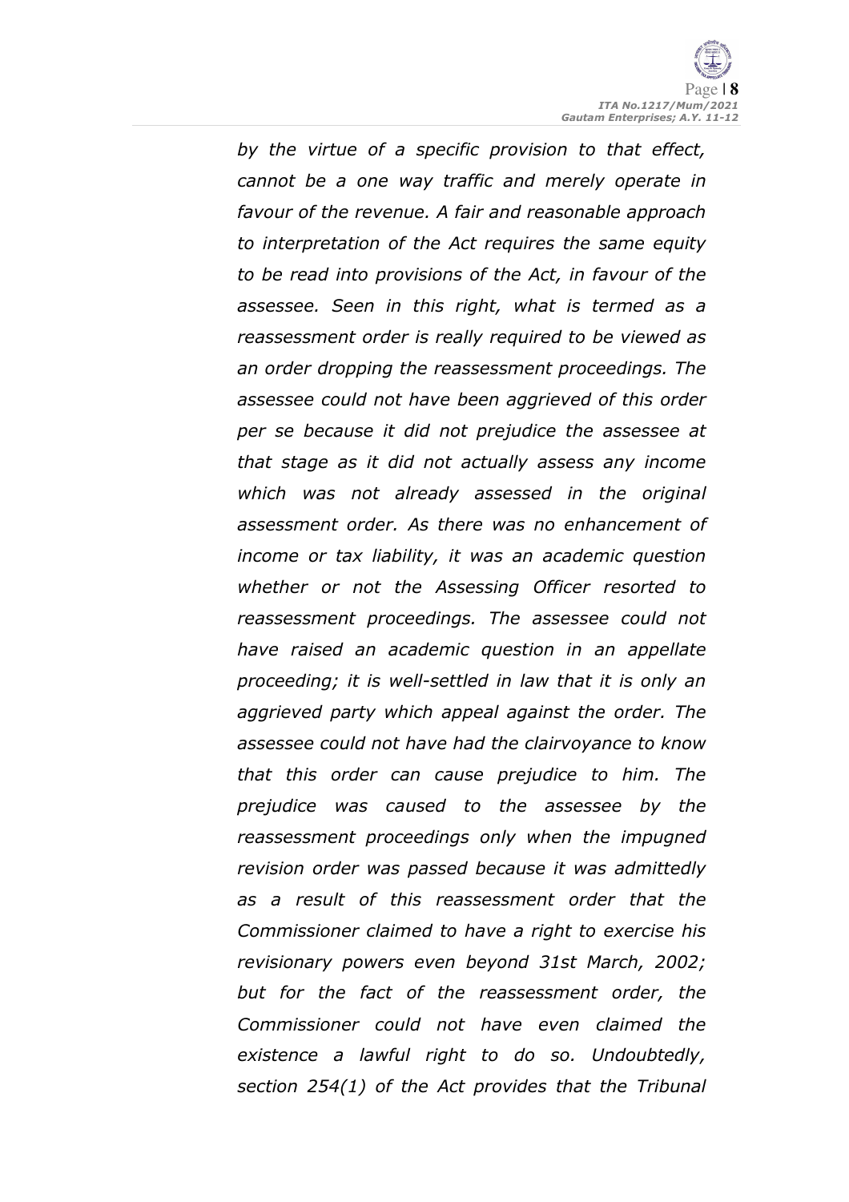*by the virtue of a specific provision to that effect, cannot be a one way traffic and merely operate in favour of the revenue. A fair and reasonable approach to interpretation of the Act requires the same equity to be read into provisions of the Act, in favour of the assessee. Seen in this right, what is termed as a reassessment order is really required to be viewed as an order dropping the reassessment proceedings. The assessee could not have been aggrieved of this order per se because it did not prejudice the assessee at that stage as it did not actually assess any income which was not already assessed in the original assessment order. As there was no enhancement of income or tax liability, it was an academic question whether or not the Assessing Officer resorted to reassessment proceedings. The assessee could not have raised an academic question in an appellate proceeding; it is well-settled in law that it is only an aggrieved party which appeal against the order. The assessee could not have had the clairvoyance to know that this order can cause prejudice to him. The prejudice was caused to the assessee by the reassessment proceedings only when the impugned revision order was passed because it was admittedly as a result of this reassessment order that the Commissioner claimed to have a right to exercise his revisionary powers even beyond 31st March, 2002; but for the fact of the reassessment order, the Commissioner could not have even claimed the existence a lawful right to do so. Undoubtedly, section 254(1) of the Act provides that the Tribunal*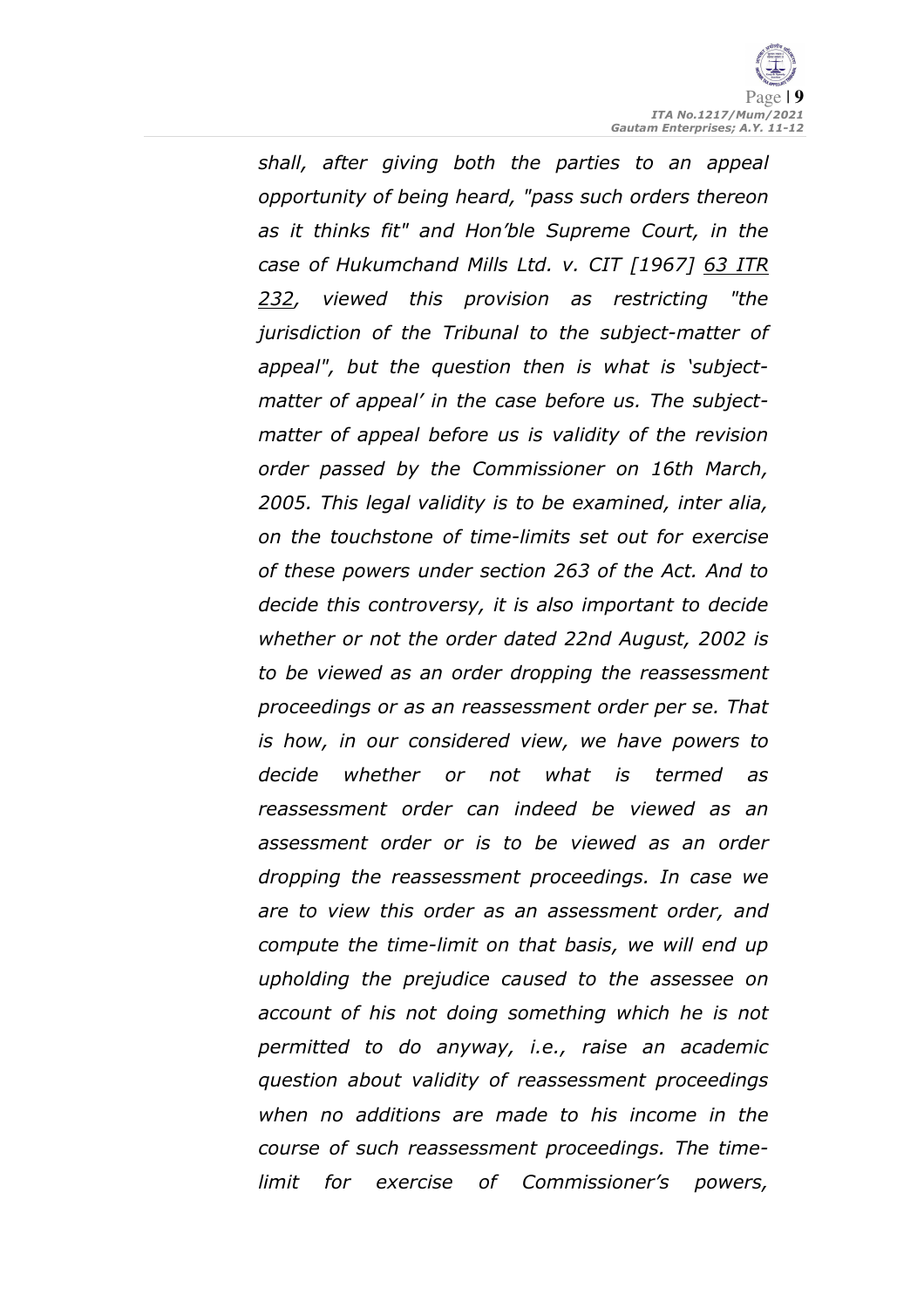*shall, after giving both the parties to an appeal opportunity of being heard, "pass such orders thereon as it thinks fit" and Hon'ble Supreme Court, in the case of Hukumchand Mills Ltd. v. CIT [1967] 63 ITR 232, viewed this provision as restricting "the jurisdiction of the Tribunal to the subject-matter of appeal", but the question then is what is 'subject-matter of appeal' in the case before us. The subject-matter of appeal before us is validity of the revision order passed by the Commissioner on 16th March, 2005. This legal validity is to be examined, inter alia, on the touchstone of time-limits set out for exercise of these powers under section 263 of the Act. And to decide this controversy, it is also important to decide whether or not the order dated 22nd August, 2002 is to be viewed as an order dropping the reassessment proceedings or as an reassessment order per se. That is how, in our considered view, we have powers to decide whether or not what is termed as reassessment order can indeed be viewed as an assessment order or is to be viewed as an order dropping the reassessment proceedings. In case we are to view this order as an assessment order, and compute the time-limit on that basis, we will end up upholding the prejudice caused to the assessee on account of his not doing something which he is not permitted to do anyway, i.e., raise an academic question about validity of reassessment proceedings when no additions are made to his income in the course of such reassessment proceedings. The time-limit for exercise of Commissioner's powers,*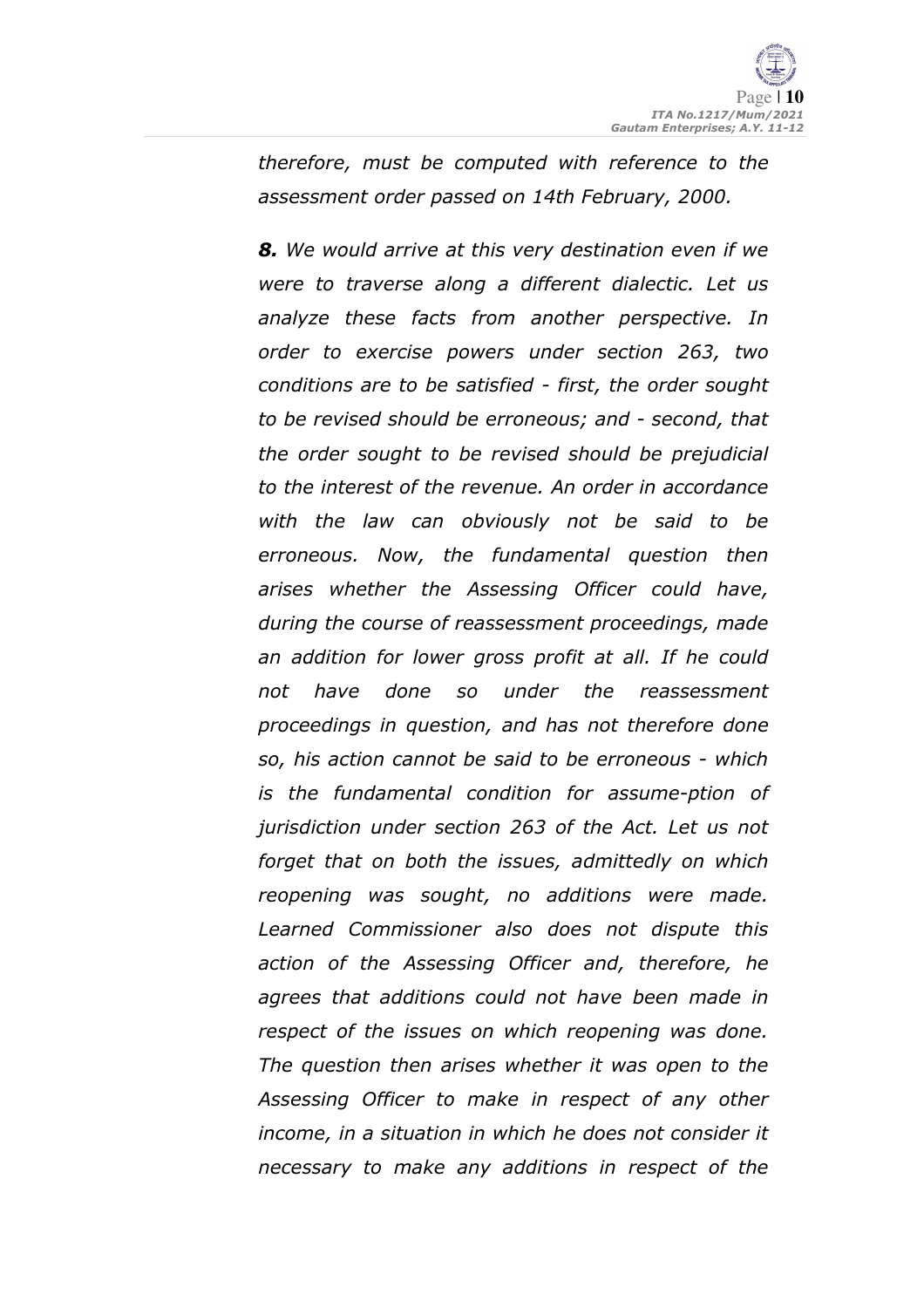*therefore, must be computed with reference to the assessment order passed on 14th February, 2000.*

***8.** We would arrive at this very destination even if we were to traverse along a different dialectic. Let us analyze these facts from another perspective. In order to exercise powers under section 263, two conditions are to be satisfied - first, the order sought to be revised should be erroneous; and - second, that the order sought to be revised should be prejudicial to the interest of the revenue. An order in accordance with the law can obviously not be said to be erroneous. Now, the fundamental question then arises whether the Assessing Officer could have, during the course of reassessment proceedings, made an addition for lower gross profit at all. If he could not have done so under the reassessment proceedings in question, and has not therefore done so, his action cannot be said to be erroneous - which is the fundamental condition for assume-ption of jurisdiction under section 263 of the Act. Let us not forget that on both the issues, admittedly on which reopening was sought, no additions were made. Learned Commissioner also does not dispute this action of the Assessing Officer and, therefore, he agrees that additions could not have been made in respect of the issues on which reopening was done. The question then arises whether it was open to the Assessing Officer to make in respect of any other income, in a situation in which he does not consider it necessary to make any additions in respect of the*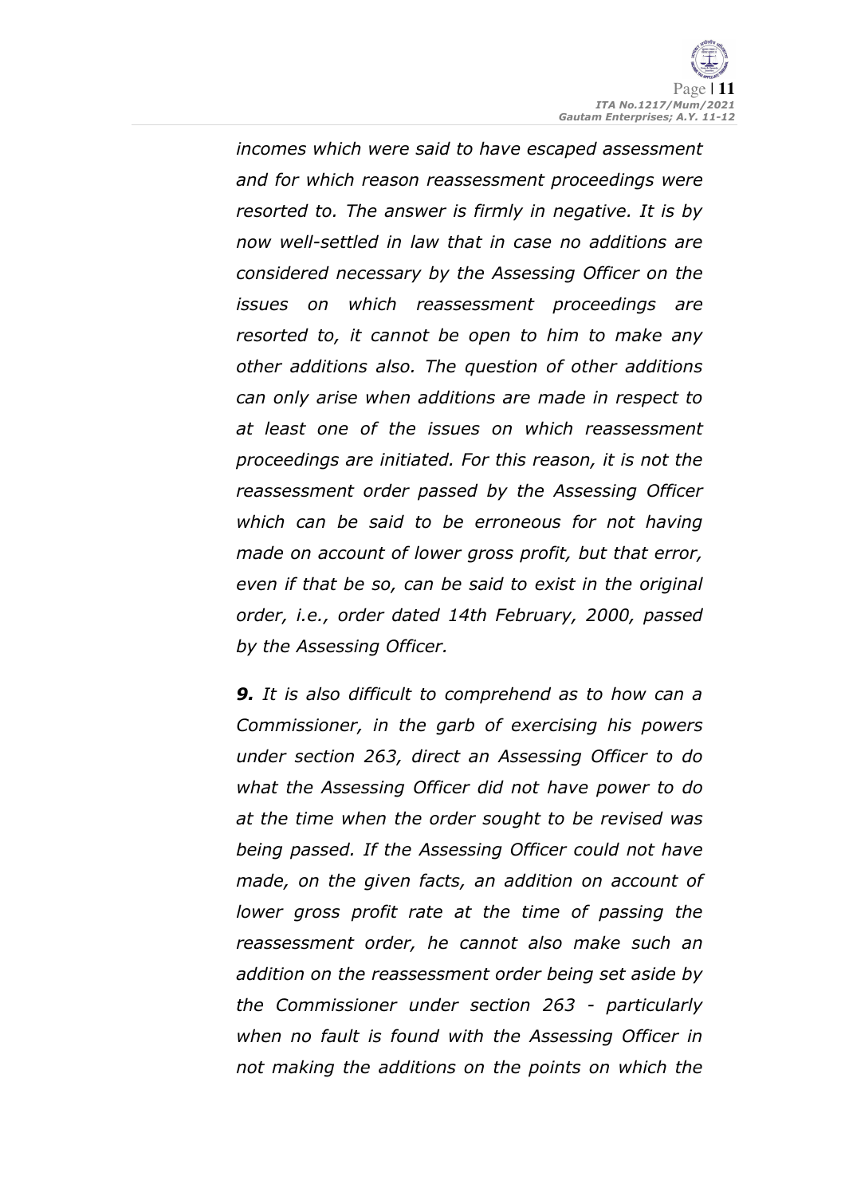*incomes which were said to have escaped assessment and for which reason reassessment proceedings were resorted to. The answer is firmly in negative. It is by now well-settled in law that in case no additions are considered necessary by the Assessing Officer on the issues on which reassessment proceedings are resorted to, it cannot be open to him to make any other additions also. The question of other additions can only arise when additions are made in respect to at least one of the issues on which reassessment proceedings are initiated. For this reason, it is not the reassessment order passed by the Assessing Officer which can be said to be erroneous for not having made on account of lower gross profit, but that error, even if that be so, can be said to exist in the original order, i.e., order dated 14th February, 2000, passed by the Assessing Officer.*

***9.*** *It is also difficult to comprehend as to how can a Commissioner, in the garb of exercising his powers under section 263, direct an Assessing Officer to do what the Assessing Officer did not have power to do at the time when the order sought to be revised was being passed. If the Assessing Officer could not have made, on the given facts, an addition on account of lower gross profit rate at the time of passing the reassessment order, he cannot also make such an addition on the reassessment order being set aside by the Commissioner under section 263 - particularly when no fault is found with the Assessing Officer in not making the additions on the points on which the*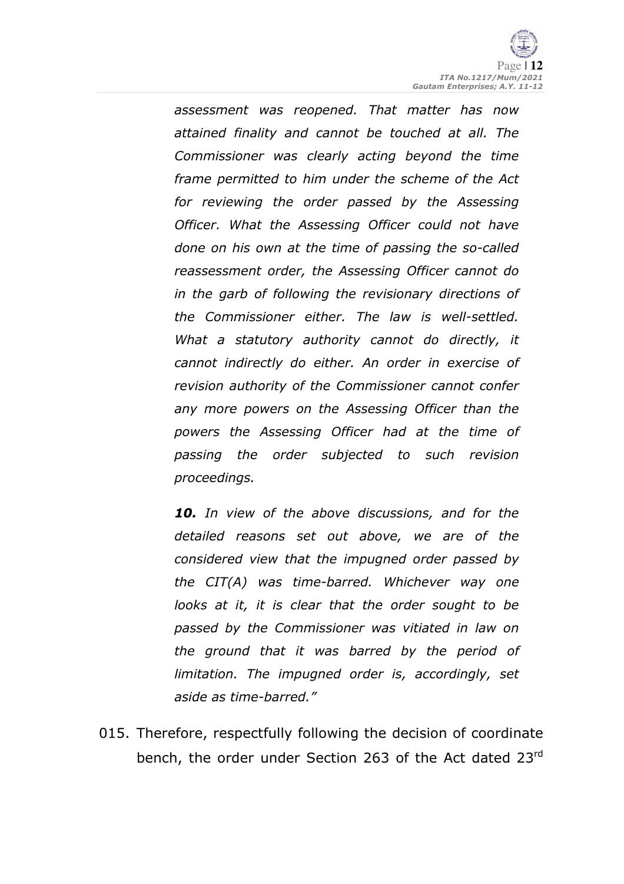*assessment was reopened. That matter has now attained finality and cannot be touched at all. The Commissioner was clearly acting beyond the time frame permitted to him under the scheme of the Act for reviewing the order passed by the Assessing Officer. What the Assessing Officer could not have done on his own at the time of passing the so-called reassessment order, the Assessing Officer cannot do in the garb of following the revisionary directions of the Commissioner either. The law is well-settled. What a statutory authority cannot do directly, it cannot indirectly do either. An order in exercise of revision authority of the Commissioner cannot confer any more powers on the Assessing Officer than the powers the Assessing Officer had at the time of passing the order subjected to such revision proceedings.*

***10.** In view of the above discussions, and for the detailed reasons set out above, we are of the considered view that the impugned order passed by the CIT(A) was time-barred. Whichever way one looks at it, it is clear that the order sought to be passed by the Commissioner was vitiated in law on the ground that it was barred by the period of limitation. The impugned order is, accordingly, set aside as time-barred."*

015. Therefore, respectfully following the decision of coordinate bench, the order under Section 263 of the Act dated 23rd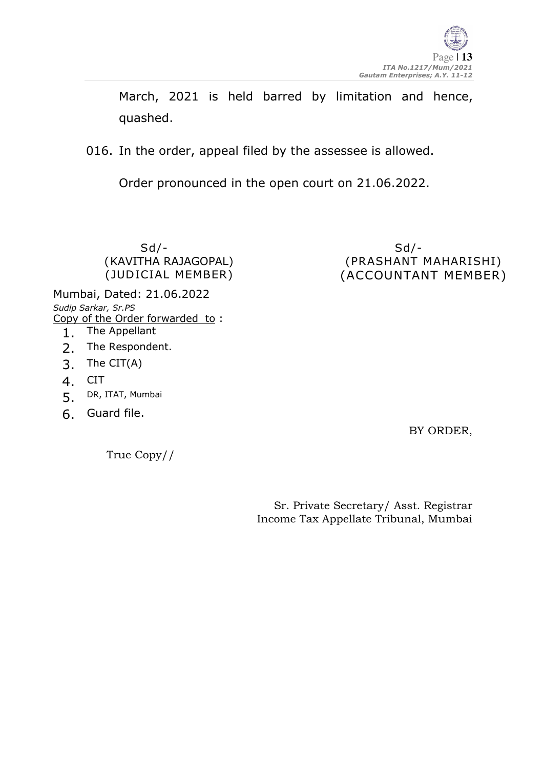March, 2021 is held barred by limitation and hence, quashed.

016. In the order, appeal filed by the assessee is allowed.

Order pronounced in the open court on 21.06.2022.

| | |
|---|---|
| Sd/- | Sd/- |
| (KAVITHA RAJAGOPAL) | (PRASHANT MAHARISHI) |
| (JUDICIAL MEMBER) | (ACCOUNTANT MEMBER) |

Mumbai, Dated: 21.06.2022

*Sudip Sarkar, Sr.PS*

Copy of the Order forwarded to :

1. The Appellant
2. The Respondent.
3. The CIT(A)
4. CIT
5. DR, ITAT, Mumbai
6. Guard file.

BY ORDER,

True Copy//

Sr. Private Secretary/ Asst. Registrar
Income Tax Appellate Tribunal, Mumbai